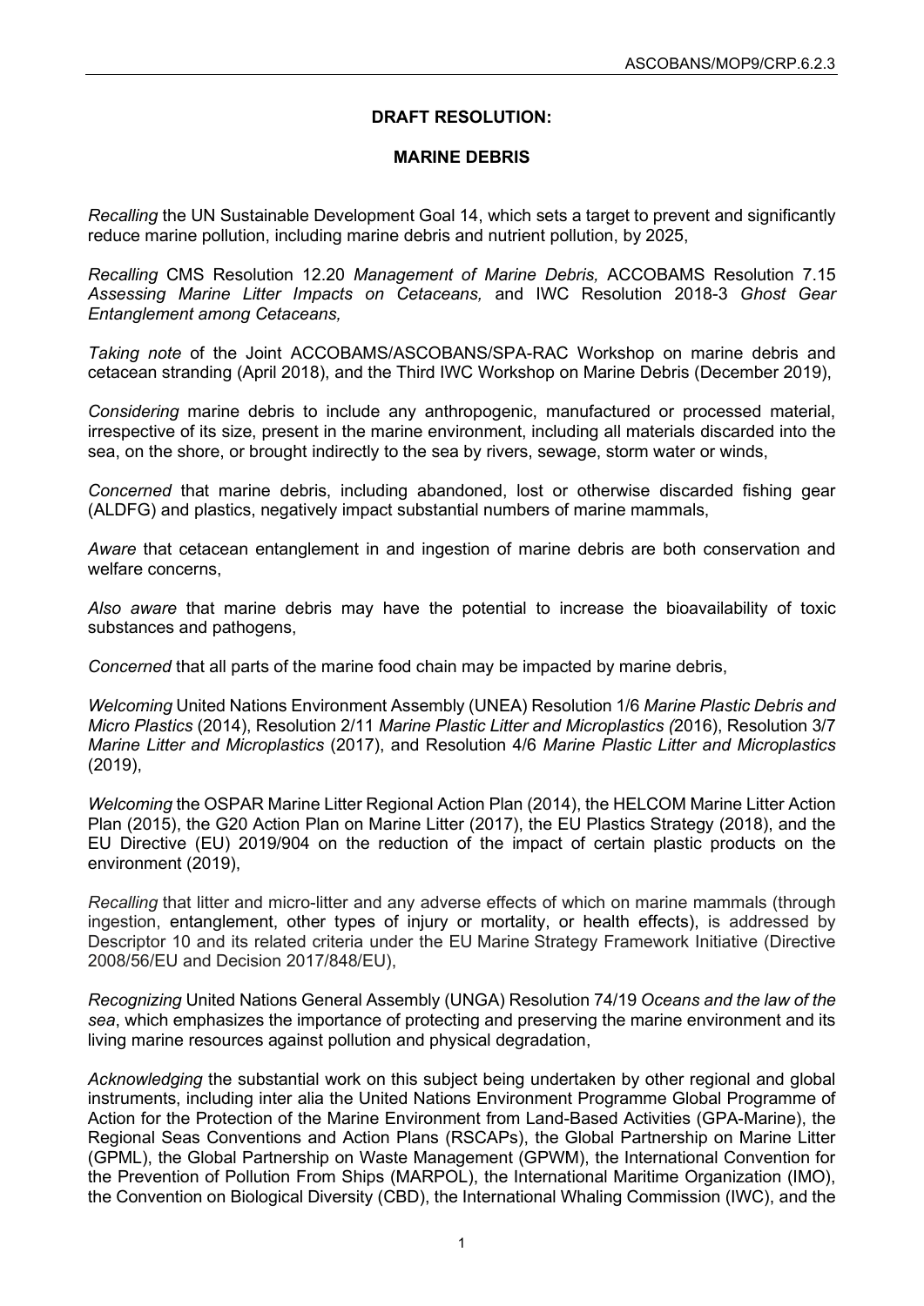**DRAFT RESOLUTION:**

**MARINE DEBRIS**

*Recalling* the UN Sustainable Development Goal 14, which sets a target to prevent and significantly reduce marine pollution, including marine debris and nutrient pollution, by 2025,

*Recalling* CMS Resolution 12.20 *Management of Marine Debris,* ACCOBAMS Resolution 7.15 *Assessing Marine Litter Impacts on Cetaceans,* and IWC Resolution 2018-3 *Ghost Gear Entanglement among Cetaceans,*

*Taking note* of the Joint ACCOBAMS/ASCOBANS/SPA-RAC Workshop on marine debris and cetacean stranding (April 2018), and the Third IWC Workshop on Marine Debris (December 2019),

*Considering* marine debris to include any anthropogenic, manufactured or processed material, irrespective of its size, present in the marine environment, including all materials discarded into the sea, on the shore, or brought indirectly to the sea by rivers, sewage, storm water or winds,

*Concerned* that marine debris, including abandoned, lost or otherwise discarded fishing gear (ALDFG) and plastics, negatively impact substantial numbers of marine mammals,

*Aware* that cetacean entanglement in and ingestion of marine debris are both conservation and welfare concerns,

*Also aware* that marine debris may have the potential to increase the bioavailability of toxic substances and pathogens,

*Concerned* that all parts of the marine food chain may be impacted by marine debris,

*Welcoming* United Nations Environment Assembly (UNEA) Resolution 1/6 *Marine Plastic Debris and Micro Plastics* (2014), Resolution 2/11 *Marine Plastic Litter and Microplastics (*2016), Resolution 3/7 *Marine Litter and Microplastics* (2017), and Resolution 4/6 *Marine Plastic Litter and Microplastics* (2019),

*Welcoming* the OSPAR Marine Litter Regional Action Plan (2014), the HELCOM Marine Litter Action Plan (2015), the G20 Action Plan on Marine Litter (2017), the EU Plastics Strategy (2018), and the EU Directive (EU) 2019/904 on the reduction of the impact of certain plastic products on the environment (2019),

*Recalling* that litter and micro-litter and any adverse effects of which on marine mammals (through ingestion, entanglement, other types of injury or mortality, or health effects), is addressed by Descriptor 10 and its related criteria under the EU Marine Strategy Framework Initiative (Directive 2008/56/EU and Decision 2017/848/EU),

*Recognizing* United Nations General Assembly (UNGA) Resolution 74/19 *Oceans and the law of the sea*, which emphasizes the importance of protecting and preserving the marine environment and its living marine resources against pollution and physical degradation,

*Acknowledging* the substantial work on this subject being undertaken by other regional and global instruments, including inter alia the United Nations Environment Programme Global Programme of Action for the Protection of the Marine Environment from Land-Based Activities (GPA-Marine), the Regional Seas Conventions and Action Plans (RSCAPs), the Global Partnership on Marine Litter (GPML), the Global Partnership on Waste Management (GPWM), the International Convention for the Prevention of Pollution From Ships (MARPOL), the International Maritime Organization (IMO), the Convention on Biological Diversity (CBD), the International Whaling Commission (IWC), and the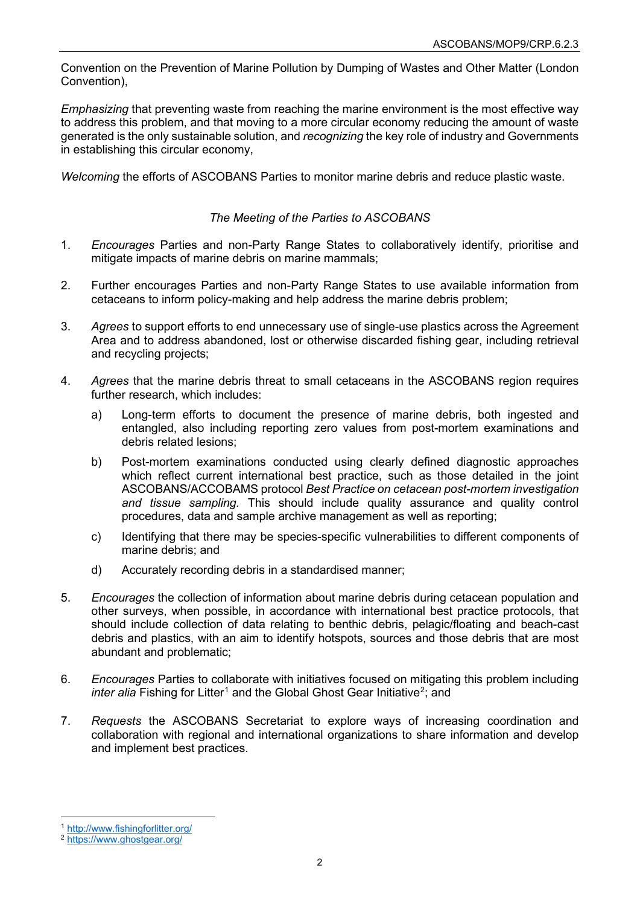Convention on the Prevention of Marine Pollution by Dumping of Wastes and Other Matter (London Convention),

*Emphasizing* that preventing waste from reaching the marine environment is the most effective way to address this problem, and that moving to a more circular economy reducing the amount of waste generated is the only sustainable solution, and *recognizing* the key role of industry and Governments in establishing this circular economy,

*Welcoming* the efforts of ASCOBANS Parties to monitor marine debris and reduce plastic waste.

*The Meeting of the Parties to ASCOBANS*

1. *Encourages* Parties and non-Party Range States to collaboratively identify, prioritise and mitigate impacts of marine debris on marine mammals;

2. Further encourages Parties and non-Party Range States to use available information from cetaceans to inform policy-making and help address the marine debris problem;

3. *Agrees* to support efforts to end unnecessary use of single-use plastics across the Agreement Area and to address abandoned, lost or otherwise discarded fishing gear, including retrieval and recycling projects;

4. *Agrees* that the marine debris threat to small cetaceans in the ASCOBANS region requires further research, which includes:

   a) Long-term efforts to document the presence of marine debris, both ingested and entangled, also including reporting zero values from post-mortem examinations and debris related lesions;

   b) Post-mortem examinations conducted using clearly defined diagnostic approaches which reflect current international best practice, such as those detailed in the joint ASCOBANS/ACCOBAMS protocol *Best Practice on cetacean post-mortem investigation and tissue sampling.* This should include quality assurance and quality control procedures, data and sample archive management as well as reporting;

   c) Identifying that there may be species-specific vulnerabilities to different components of marine debris; and

   d) Accurately recording debris in a standardised manner;

5. *Encourages* the collection of information about marine debris during cetacean population and other surveys, when possible, in accordance with international best practice protocols, that should include collection of data relating to benthic debris, pelagic/floating and beach-cast debris and plastics, with an aim to identify hotspots, sources and those debris that are most abundant and problematic;

6. *Encourages* Parties to collaborate with initiatives focused on mitigating this problem including *inter alia* Fishing for Litter[1] and the Global Ghost Gear Initiative[2]; and

7. *Requests* the ASCOBANS Secretariat to explore ways of increasing coordination and collaboration with regional and international organizations to share information and develop and implement best practices.

---

[1] http://www.fishingforlitter.org/

[2] https://www.ghostgear.org/